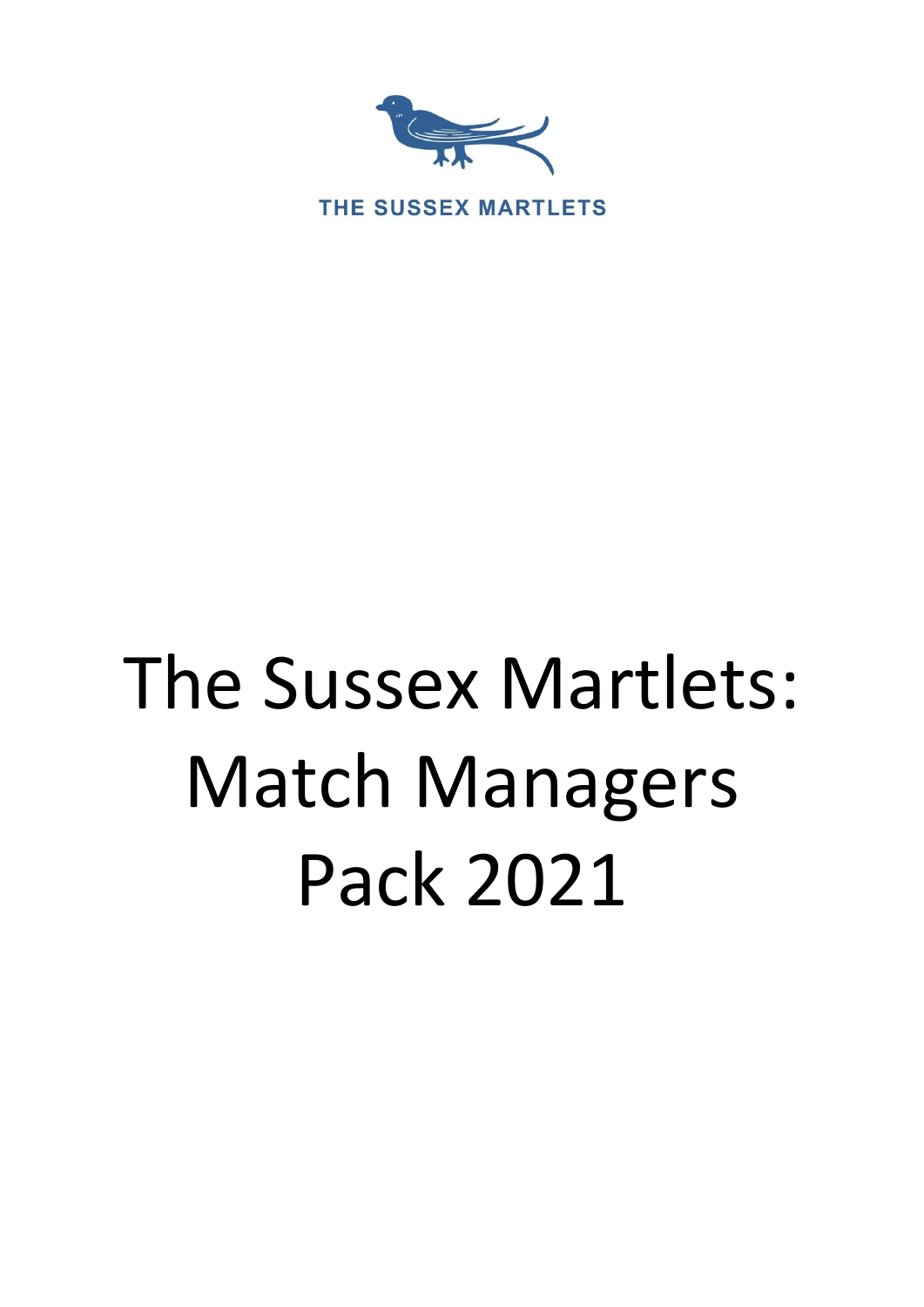THE SUSSEX MARTLETS

# The Sussex Martlets: Match Managers Pack 2021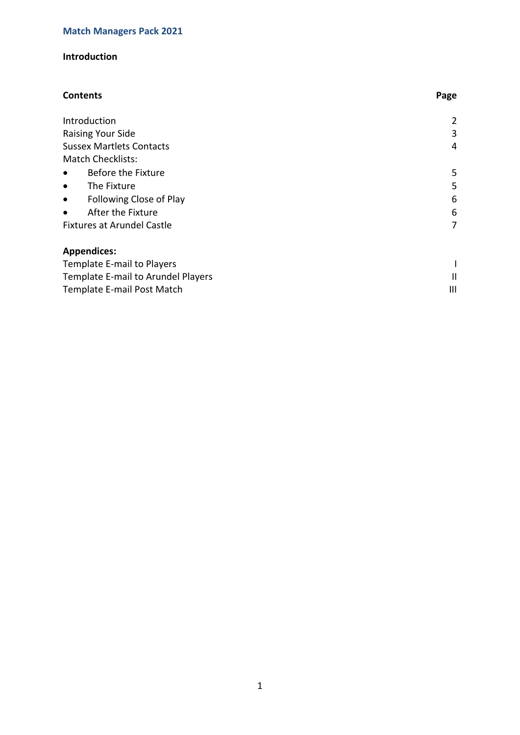# Match Managers Pack 2021

## Introduction

| Contents | Page |
|---|---|
| Introduction | 2 |
| Raising Your Side | 3 |
| Sussex Martlets Contacts | 4 |
| Match Checklists: | |
| • Before the Fixture | 5 |
| • The Fixture | 5 |
| • Following Close of Play | 6 |
| • After the Fixture | 6 |
| Fixtures at Arundel Castle | 7 |

| **Appendices:** | |
|---|---|
| Template E-mail to Players | I |
| Template E-mail to Arundel Players | II |
| Template E-mail Post Match | III |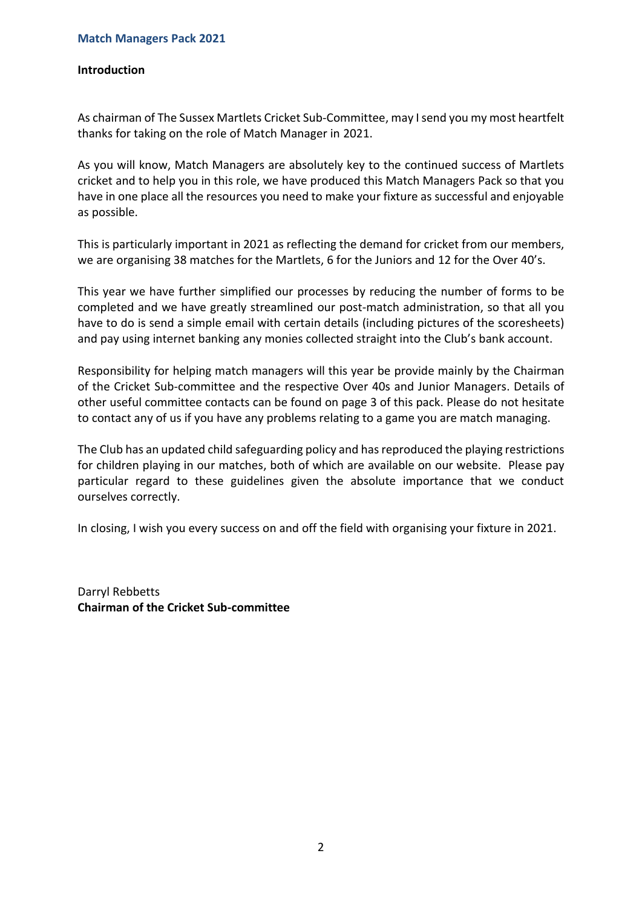## Introduction

As chairman of The Sussex Martlets Cricket Sub-Committee, may I send you my most heartfelt thanks for taking on the role of Match Manager in 2021.

As you will know, Match Managers are absolutely key to the continued success of Martlets cricket and to help you in this role, we have produced this Match Managers Pack so that you have in one place all the resources you need to make your fixture as successful and enjoyable as possible.

This is particularly important in 2021 as reflecting the demand for cricket from our members, we are organising 38 matches for the Martlets, 6 for the Juniors and 12 for the Over 40's.

This year we have further simplified our processes by reducing the number of forms to be completed and we have greatly streamlined our post-match administration, so that all you have to do is send a simple email with certain details (including pictures of the scoresheets) and pay using internet banking any monies collected straight into the Club's bank account.

Responsibility for helping match managers will this year be provide mainly by the Chairman of the Cricket Sub-committee and the respective Over 40s and Junior Managers. Details of other useful committee contacts can be found on page 3 of this pack. Please do not hesitate to contact any of us if you have any problems relating to a game you are match managing.

The Club has an updated child safeguarding policy and has reproduced the playing restrictions for children playing in our matches, both of which are available on our website. Please pay particular regard to these guidelines given the absolute importance that we conduct ourselves correctly.

In closing, I wish you every success on and off the field with organising your fixture in 2021.

Darryl Rebbetts
**Chairman of the Cricket Sub-committee**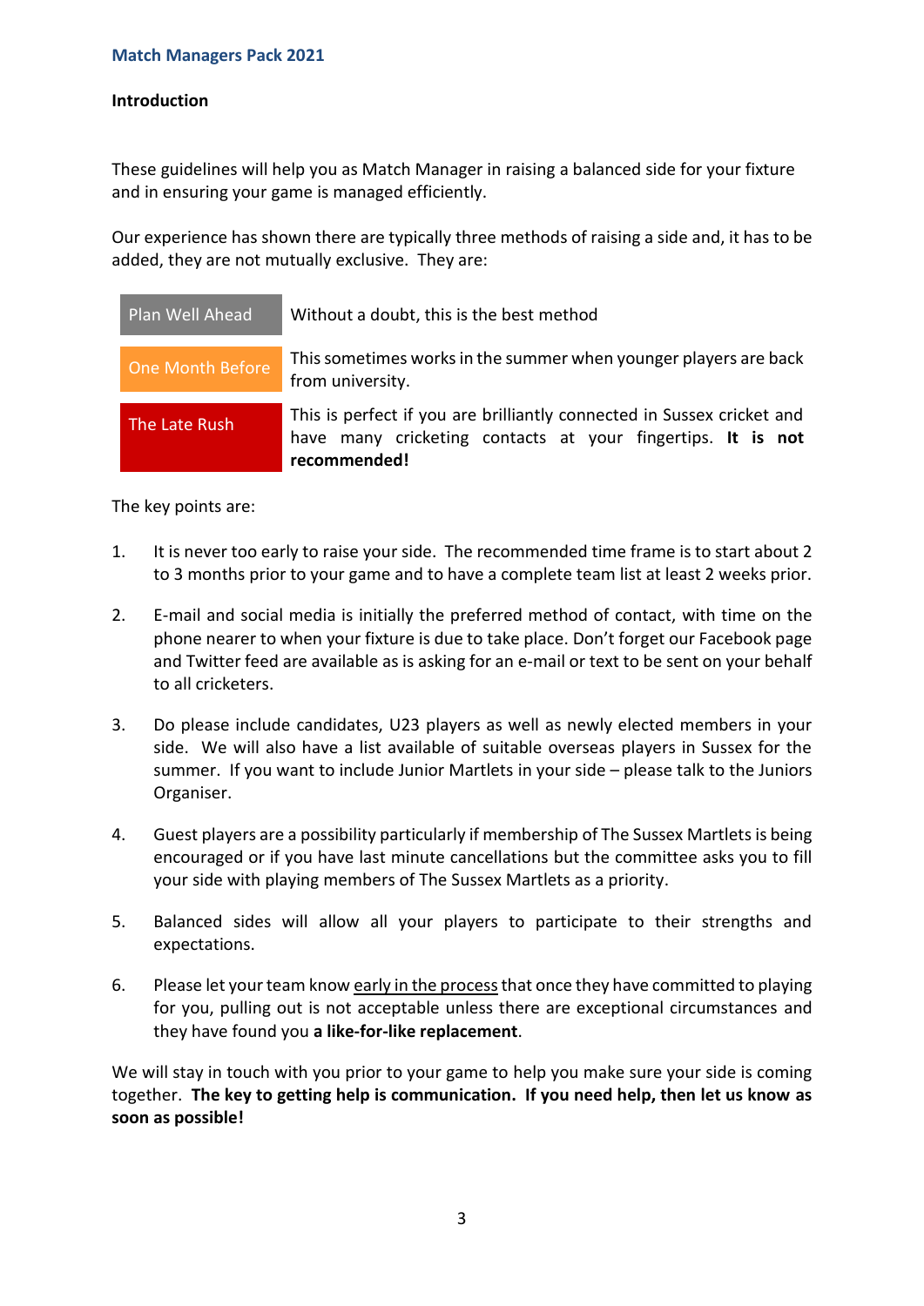# Match Managers Pack 2021

## Introduction

These guidelines will help you as Match Manager in raising a balanced side for your fixture and in ensuring your game is managed efficiently.

Our experience has shown there are typically three methods of raising a side and, it has to be added, they are not mutually exclusive. They are:

| | |
|---|---|
| Plan Well Ahead | Without a doubt, this is the best method |
| One Month Before | This sometimes works in the summer when younger players are back from university. |
| The Late Rush | This is perfect if you are brilliantly connected in Sussex cricket and have many cricketing contacts at your fingertips. **It is not recommended!** |

The key points are:

1. It is never too early to raise your side. The recommended time frame is to start about 2 to 3 months prior to your game and to have a complete team list at least 2 weeks prior.

2. E-mail and social media is initially the preferred method of contact, with time on the phone nearer to when your fixture is due to take place. Don't forget our Facebook page and Twitter feed are available as is asking for an e-mail or text to be sent on your behalf to all cricketers.

3. Do please include candidates, U23 players as well as newly elected members in your side. We will also have a list available of suitable overseas players in Sussex for the summer. If you want to include Junior Martlets in your side – please talk to the Juniors Organiser.

4. Guest players are a possibility particularly if membership of The Sussex Martlets is being encouraged or if you have last minute cancellations but the committee asks you to fill your side with playing members of The Sussex Martlets as a priority.

5. Balanced sides will allow all your players to participate to their strengths and expectations.

6. Please let your team know <u>early in the process</u> that once they have committed to playing for you, pulling out is not acceptable unless there are exceptional circumstances and they have found you **a like-for-like replacement**.

We will stay in touch with you prior to your game to help you make sure your side is coming together. **The key to getting help is communication. If you need help, then let us know as soon as possible!**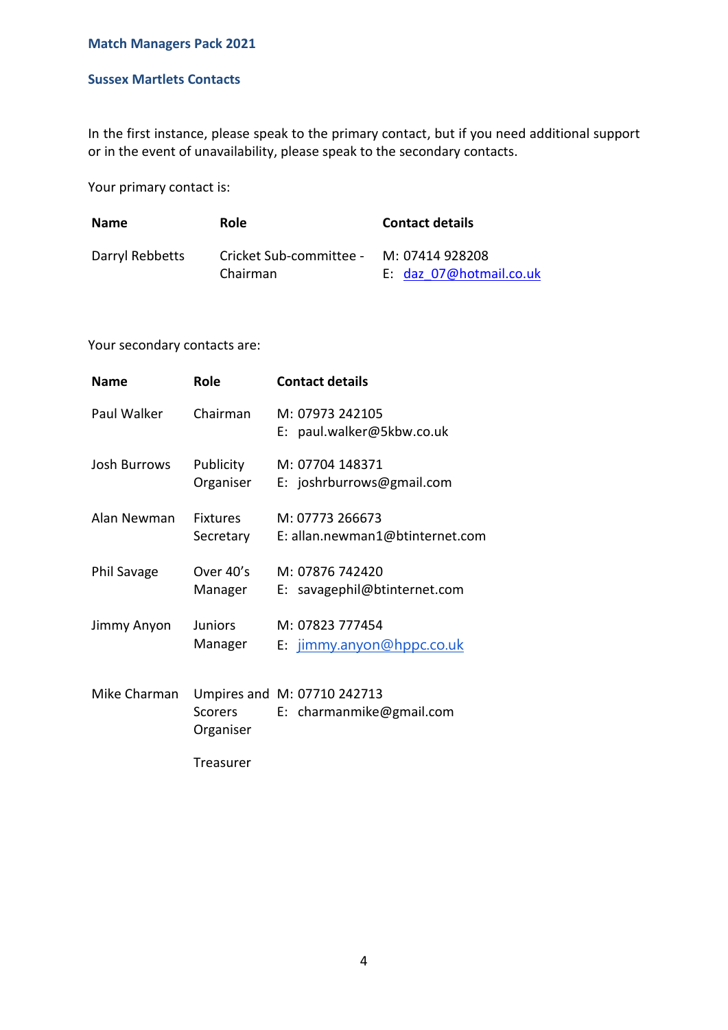**Match Managers Pack 2021**

**Sussex Martlets Contacts**

In the first instance, please speak to the primary contact, but if you need additional support or in the event of unavailability, please speak to the secondary contacts.

Your primary contact is:

| **Name** | **Role** | **Contact details** |
|---|---|---|
| Darryl Rebbetts | Cricket Sub-committee - Chairman | M: 07414 928208<br>E: daz_07@hotmail.co.uk |

Your secondary contacts are:

| **Name** | **Role** | **Contact details** |
|---|---|---|
| Paul Walker | Chairman | M: 07973 242105<br>E: paul.walker@5kbw.co.uk |
| Josh Burrows | Publicity Organiser | M: 07704 148371<br>E: joshrburrows@gmail.com |
| Alan Newman | Fixtures Secretary | M: 07773 266673<br>E: allan.newman1@btinternet.com |
| Phil Savage | Over 40's Manager | M: 07876 742420<br>E: savagephil@btinternet.com |
| Jimmy Anyon | Juniors Manager | M: 07823 777454<br>E: jimmy.anyon@hppc.co.uk |
| Mike Charman | Umpires and Scorers Organiser | M: 07710 242713<br>E: charmanmike@gmail.com |
| | Treasurer | |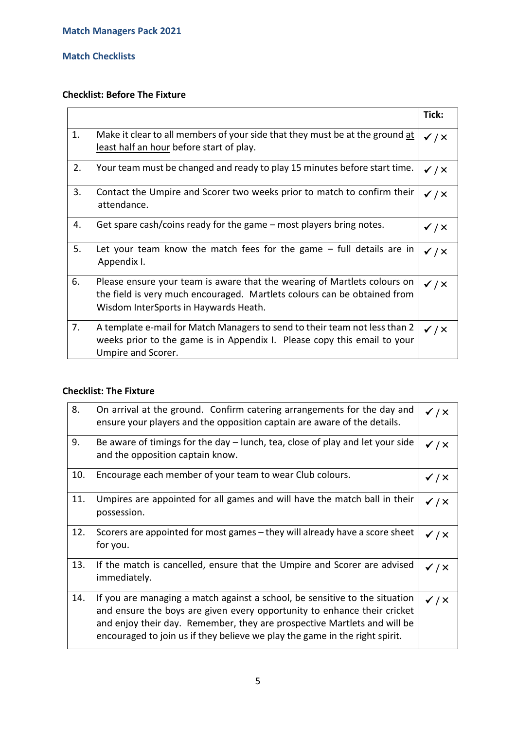# Match Managers Pack 2021

## Match Checklists

### Checklist: Before The Fixture

| | | Tick: |
|---|---|---|
| 1. | Make it clear to all members of your side that they must be at the ground at least half an hour before start of play. | ✓ / × |
| 2. | Your team must be changed and ready to play 15 minutes before start time. | ✓ / × |
| 3. | Contact the Umpire and Scorer two weeks prior to match to confirm their attendance. | ✓ / × |
| 4. | Get spare cash/coins ready for the game – most players bring notes. | ✓ / × |
| 5. | Let your team know the match fees for the game – full details are in Appendix I. | ✓ / × |
| 6. | Please ensure your team is aware that the wearing of Martlets colours on the field is very much encouraged. Martlets colours can be obtained from Wisdom InterSports in Haywards Heath. | ✓ / × |
| 7. | A template e-mail for Match Managers to send to their team not less than 2 weeks prior to the game is in Appendix I. Please copy this email to your Umpire and Scorer. | ✓ / × |

### Checklist: The Fixture

| | | |
|---|---|---|
| 8. | On arrival at the ground. Confirm catering arrangements for the day and ensure your players and the opposition captain are aware of the details. | ✓ / × |
| 9. | Be aware of timings for the day – lunch, tea, close of play and let your side and the opposition captain know. | ✓ / × |
| 10. | Encourage each member of your team to wear Club colours. | ✓ / × |
| 11. | Umpires are appointed for all games and will have the match ball in their possession. | ✓ / × |
| 12. | Scorers are appointed for most games – they will already have a score sheet for you. | ✓ / × |
| 13. | If the match is cancelled, ensure that the Umpire and Scorer are advised immediately. | ✓ / × |
| 14. | If you are managing a match against a school, be sensitive to the situation and ensure the boys are given every opportunity to enhance their cricket and enjoy their day. Remember, they are prospective Martlets and will be encouraged to join us if they believe we play the game in the right spirit. | ✓ / × |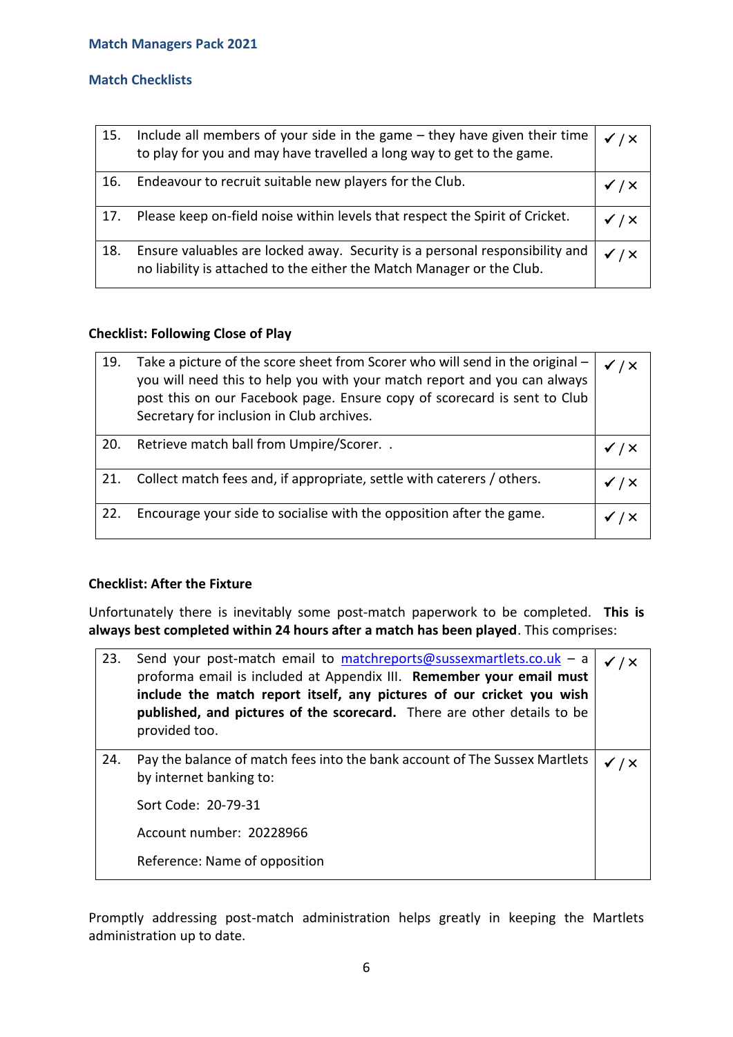**Match Managers Pack 2021**

**Match Checklists**

| | | |
|---|---|---|
| 15. | Include all members of your side in the game – they have given their time to play for you and may have travelled a long way to get to the game. | ✓ / × |
| 16. | Endeavour to recruit suitable new players for the Club. | ✓ / × |
| 17. | Please keep on-field noise within levels that respect the Spirit of Cricket. | ✓ / × |
| 18. | Ensure valuables are locked away. Security is a personal responsibility and no liability is attached to the either the Match Manager or the Club. | ✓ / × |

**Checklist: Following Close of Play**

| | | |
|---|---|---|
| 19. | Take a picture of the score sheet from Scorer who will send in the original – you will need this to help you with your match report and you can always post this on our Facebook page. Ensure copy of scorecard is sent to Club Secretary for inclusion in Club archives. | ✓ / × |
| 20. | Retrieve match ball from Umpire/Scorer. . | ✓ / × |
| 21. | Collect match fees and, if appropriate, settle with caterers / others. | ✓ / × |
| 22. | Encourage your side to socialise with the opposition after the game. | ✓ / × |

**Checklist: After the Fixture**

Unfortunately there is inevitably some post-match paperwork to be completed. **This is always best completed within 24 hours after a match has been played**. This comprises:

| | | |
|---|---|---|
| 23. | Send your post-match email to matchreports@sussexmartlets.co.uk – a proforma email is included at Appendix III. **Remember your email must include the match report itself, any pictures of our cricket you wish published, and pictures of the scorecard.** There are other details to be provided too. | ✓ / × |
| 24. | Pay the balance of match fees into the bank account of The Sussex Martlets by internet banking to:<br><br>Sort Code: 20-79-31<br><br>Account number: 20228966<br><br>Reference: Name of opposition | ✓ / × |

Promptly addressing post-match administration helps greatly in keeping the Martlets administration up to date.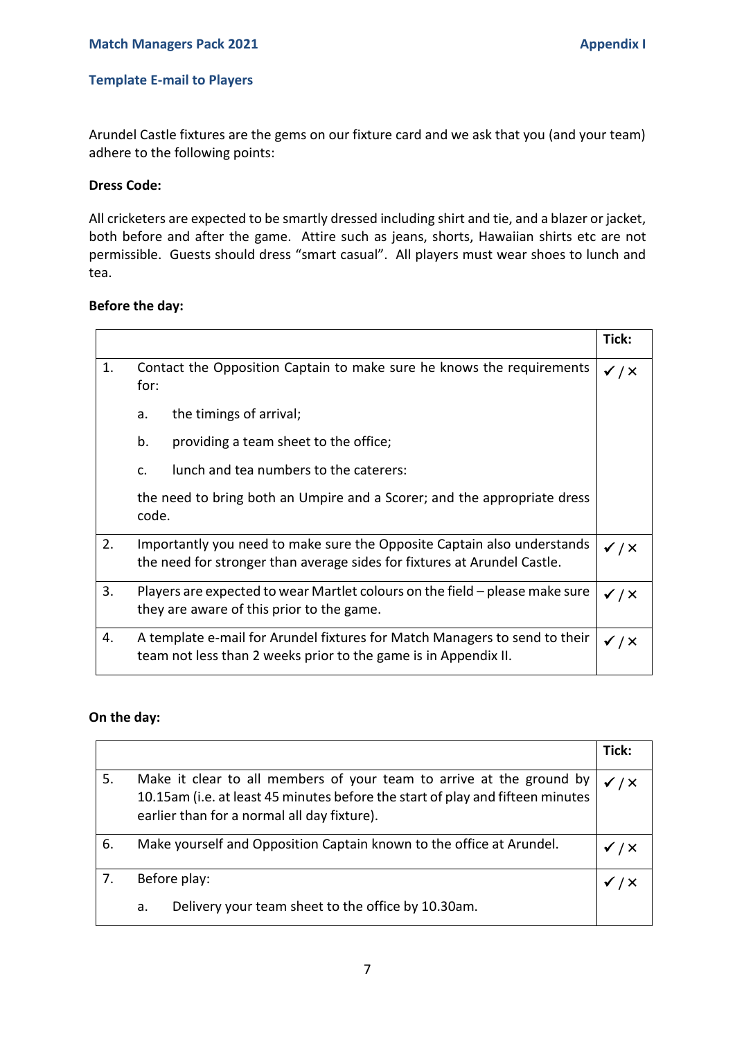## Template E-mail to Players

Arundel Castle fixtures are the gems on our fixture card and we ask that you (and your team) adhere to the following points:

**Dress Code:**

All cricketers are expected to be smartly dressed including shirt and tie, and a blazer or jacket, both before and after the game. Attire such as jeans, shorts, Hawaiian shirts etc are not permissible. Guests should dress "smart casual". All players must wear shoes to lunch and tea.

**Before the day:**

| | | Tick: |
|---|---|---|
| 1. | Contact the Opposition Captain to make sure he knows the requirements for:<br>a. the timings of arrival;<br>b. providing a team sheet to the office;<br>c. lunch and tea numbers to the caterers:<br>the need to bring both an Umpire and a Scorer; and the appropriate dress code. | ✓ / × |
| 2. | Importantly you need to make sure the Opposite Captain also understands the need for stronger than average sides for fixtures at Arundel Castle. | ✓ / × |
| 3. | Players are expected to wear Martlet colours on the field – please make sure they are aware of this prior to the game. | ✓ / × |
| 4. | A template e-mail for Arundel fixtures for Match Managers to send to their team not less than 2 weeks prior to the game is in Appendix II. | ✓ / × |

**On the day:**

| | | Tick: |
|---|---|---|
| 5. | Make it clear to all members of your team to arrive at the ground by 10.15am (i.e. at least 45 minutes before the start of play and fifteen minutes earlier than for a normal all day fixture). | ✓ / × |
| 6. | Make yourself and Opposition Captain known to the office at Arundel. | ✓ / × |
| 7. | Before play:<br>a. Delivery your team sheet to the office by 10.30am. | ✓ / × |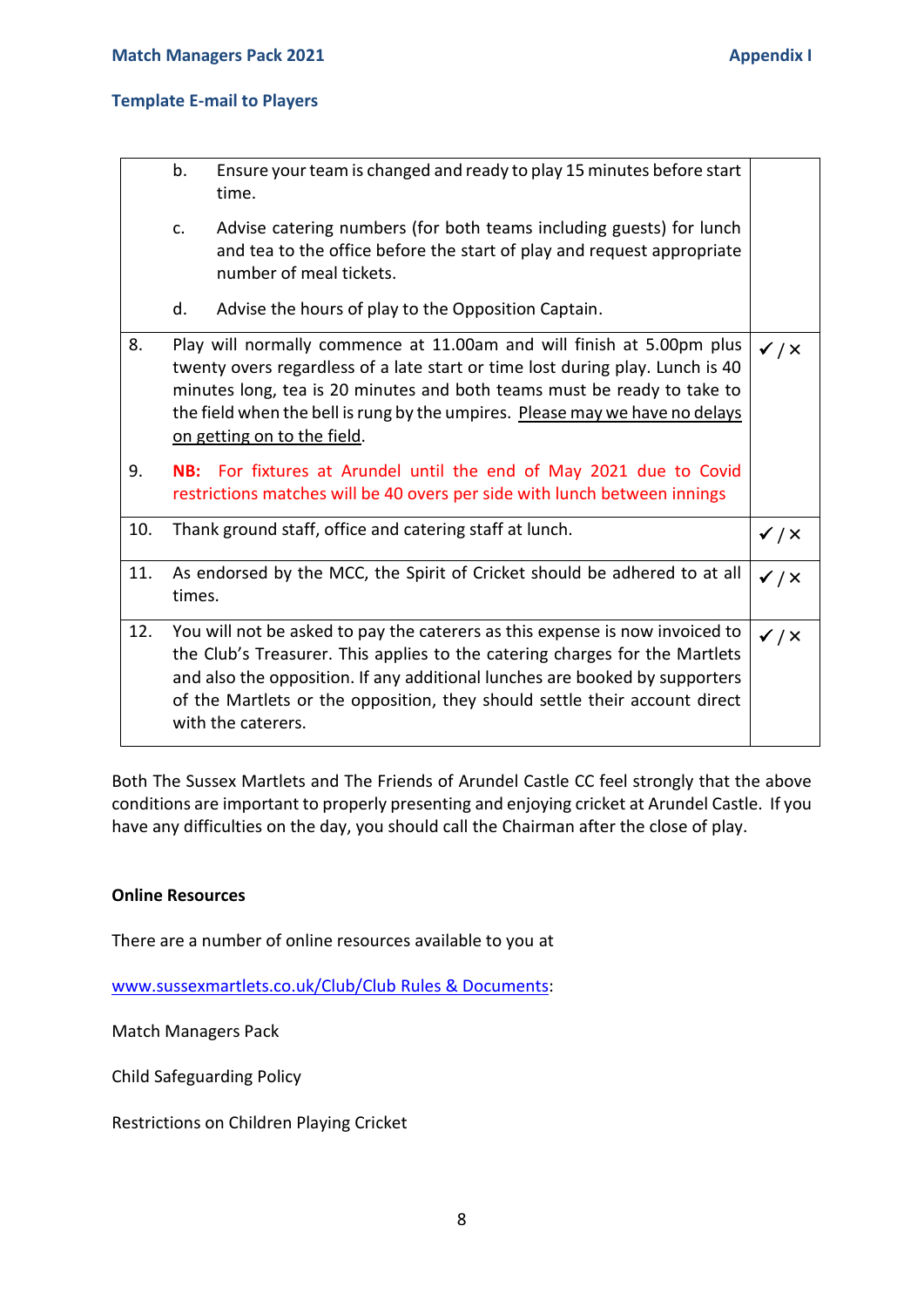**Template E-mail to Players**

| | | |
|---|---|---|
| | b. Ensure your team is changed and ready to play 15 minutes before start time.<br><br>c. Advise catering numbers (for both teams including guests) for lunch and tea to the office before the start of play and request appropriate number of meal tickets.<br><br>d. Advise the hours of play to the Opposition Captain. | |
| 8. | Play will normally commence at 11.00am and will finish at 5.00pm plus twenty overs regardless of a late start or time lost during play. Lunch is 40 minutes long, tea is 20 minutes and both teams must be ready to take to the field when the bell is rung by the umpires. Please may we have no delays on getting on to the field. | ✓ / ✕ |
| 9. | **NB:** For fixtures at Arundel until the end of May 2021 due to Covid restrictions matches will be 40 overs per side with lunch between innings | |
| 10. | Thank ground staff, office and catering staff at lunch. | ✓ / ✕ |
| 11. | As endorsed by the MCC, the Spirit of Cricket should be adhered to at all times. | ✓ / ✕ |
| 12. | You will not be asked to pay the caterers as this expense is now invoiced to the Club's Treasurer. This applies to the catering charges for the Martlets and also the opposition. If any additional lunches are booked by supporters of the Martlets or the opposition, they should settle their account direct with the caterers. | ✓ / ✕ |

Both The Sussex Martlets and The Friends of Arundel Castle CC feel strongly that the above conditions are important to properly presenting and enjoying cricket at Arundel Castle. If you have any difficulties on the day, you should call the Chairman after the close of play.

**Online Resources**

There are a number of online resources available to you at

www.sussexmartlets.co.uk/Club/Club Rules & Documents:

Match Managers Pack

Child Safeguarding Policy

Restrictions on Children Playing Cricket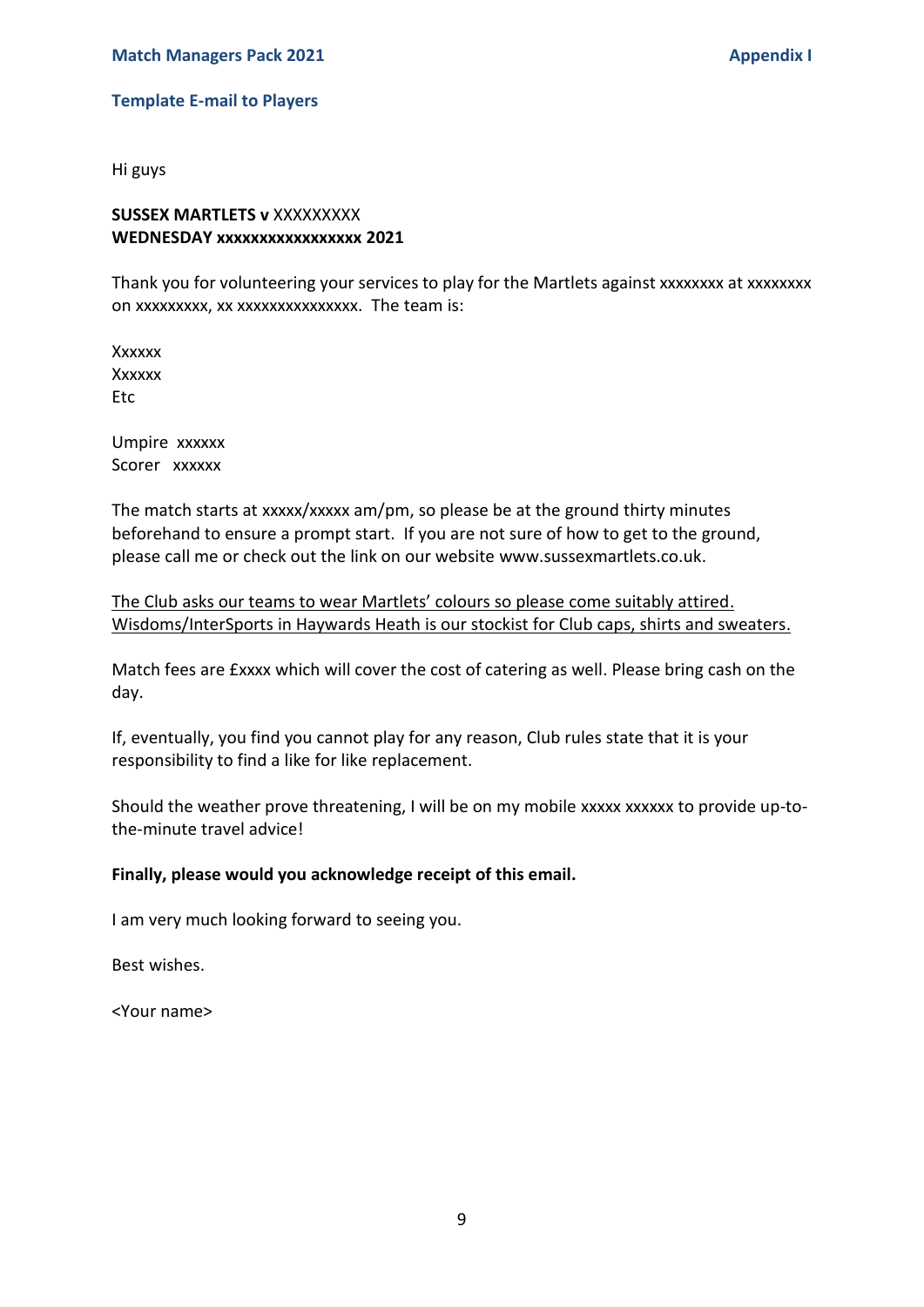## Template E-mail to Players

Hi guys

**SUSSEX MARTLETS v** XXXXXXXXX
**WEDNESDAY xxxxxxxxxxxxxxxxx 2021**

Thank you for volunteering your services to play for the Martlets against xxxxxxxx at xxxxxxxx on xxxxxxxxx, xx xxxxxxxxxxxxxxx. The team is:

Xxxxxx
Xxxxxx
Etc

Umpire xxxxxx
Scorer xxxxxx

The match starts at xxxxx/xxxxx am/pm, so please be at the ground thirty minutes beforehand to ensure a prompt start. If you are not sure of how to get to the ground, please call me or check out the link on our website www.sussexmartlets.co.uk.

<u>The Club asks our teams to wear Martlets' colours so please come suitably attired. Wisdoms/InterSports in Haywards Heath is our stockist for Club caps, shirts and sweaters.</u>

Match fees are £xxxx which will cover the cost of catering as well. Please bring cash on the day.

If, eventually, you find you cannot play for any reason, Club rules state that it is your responsibility to find a like for like replacement.

Should the weather prove threatening, I will be on my mobile xxxxx xxxxxx to provide up-to-the-minute travel advice!

**Finally, please would you acknowledge receipt of this email.**

I am very much looking forward to seeing you.

Best wishes.

<Your name>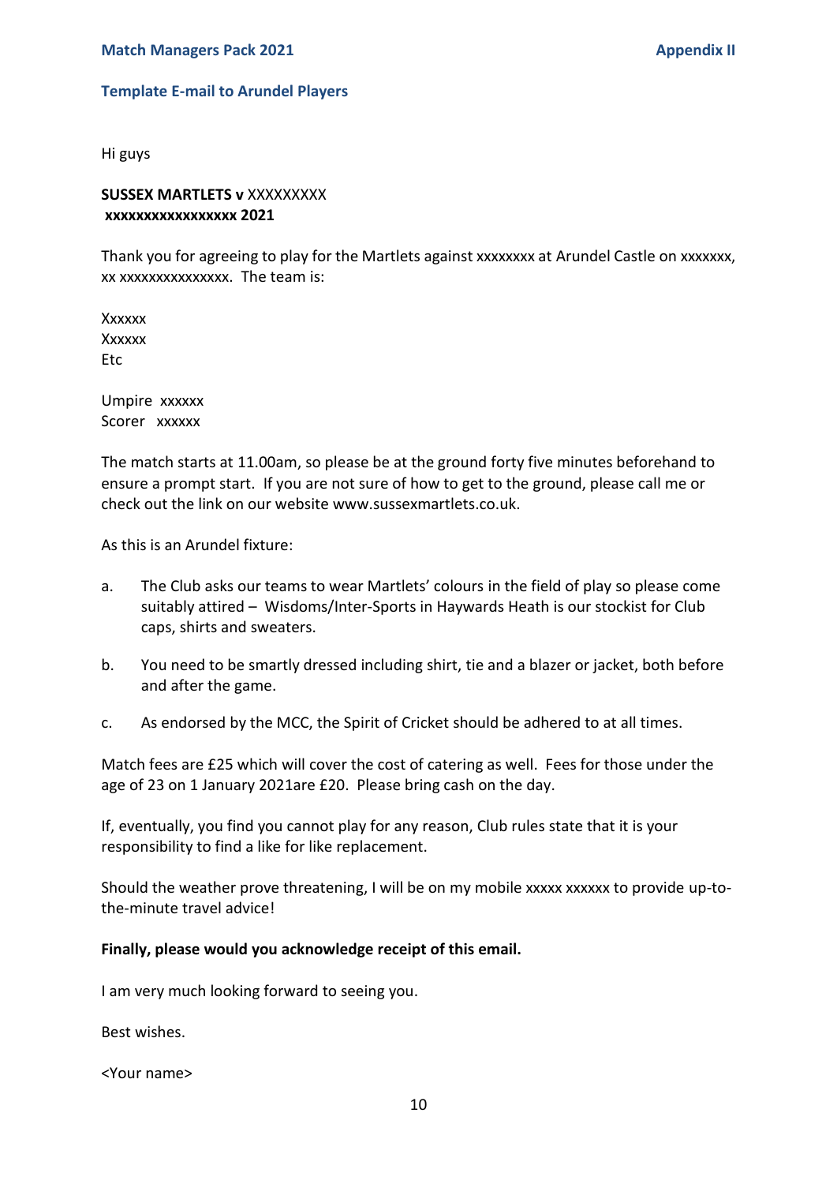## Template E-mail to Arundel Players

Hi guys

**SUSSEX MARTLETS v** XXXXXXXXX
**xxxxxxxxxxxxxxxxx 2021**

Thank you for agreeing to play for the Martlets against xxxxxxxx at Arundel Castle on xxxxxxx, xx xxxxxxxxxxxxxxx. The team is:

Xxxxxx
Xxxxxx
Etc

Umpire xxxxxx
Scorer xxxxxx

The match starts at 11.00am, so please be at the ground forty five minutes beforehand to ensure a prompt start. If you are not sure of how to get to the ground, please call me or check out the link on our website www.sussexmartlets.co.uk.

As this is an Arundel fixture:

a. The Club asks our teams to wear Martlets' colours in the field of play so please come suitably attired – Wisdoms/Inter-Sports in Haywards Heath is our stockist for Club caps, shirts and sweaters.

b. You need to be smartly dressed including shirt, tie and a blazer or jacket, both before and after the game.

c. As endorsed by the MCC, the Spirit of Cricket should be adhered to at all times.

Match fees are £25 which will cover the cost of catering as well. Fees for those under the age of 23 on 1 January 2021are £20. Please bring cash on the day.

If, eventually, you find you cannot play for any reason, Club rules state that it is your responsibility to find a like for like replacement.

Should the weather prove threatening, I will be on my mobile xxxxx xxxxxx to provide up-to-the-minute travel advice!

**Finally, please would you acknowledge receipt of this email.**

I am very much looking forward to seeing you.

Best wishes.

<Your name>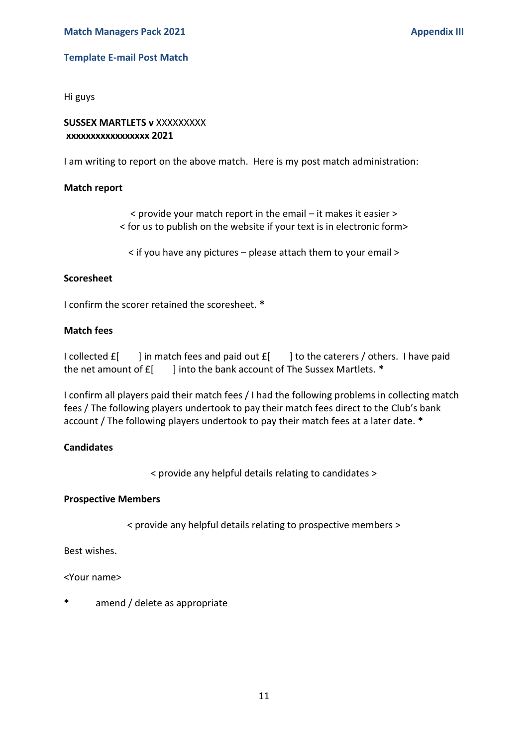Match Managers Pack 2021 — Appendix III

## Template E-mail Post Match

Hi guys

**SUSSEX MARTLETS v** XXXXXXXXX
**xxxxxxxxxxxxxxxxx 2021**

I am writing to report on the above match. Here is my post match administration:

**Match report**

< provide your match report in the email – it makes it easier >
< for us to publish on the website if your text is in electronic form>

< if you have any pictures – please attach them to your email >

**Scoresheet**

I confirm the scorer retained the scoresheet. *

**Match fees**

I collected £[ ] in match fees and paid out £[ ] to the caterers / others. I have paid the net amount of £[ ] into the bank account of The Sussex Martlets. *

I confirm all players paid their match fees / I had the following problems in collecting match fees / The following players undertook to pay their match fees direct to the Club's bank account / The following players undertook to pay their match fees at a later date. *

**Candidates**

< provide any helpful details relating to candidates >

**Prospective Members**

< provide any helpful details relating to prospective members >

Best wishes.

<Your name>

\* amend / delete as appropriate